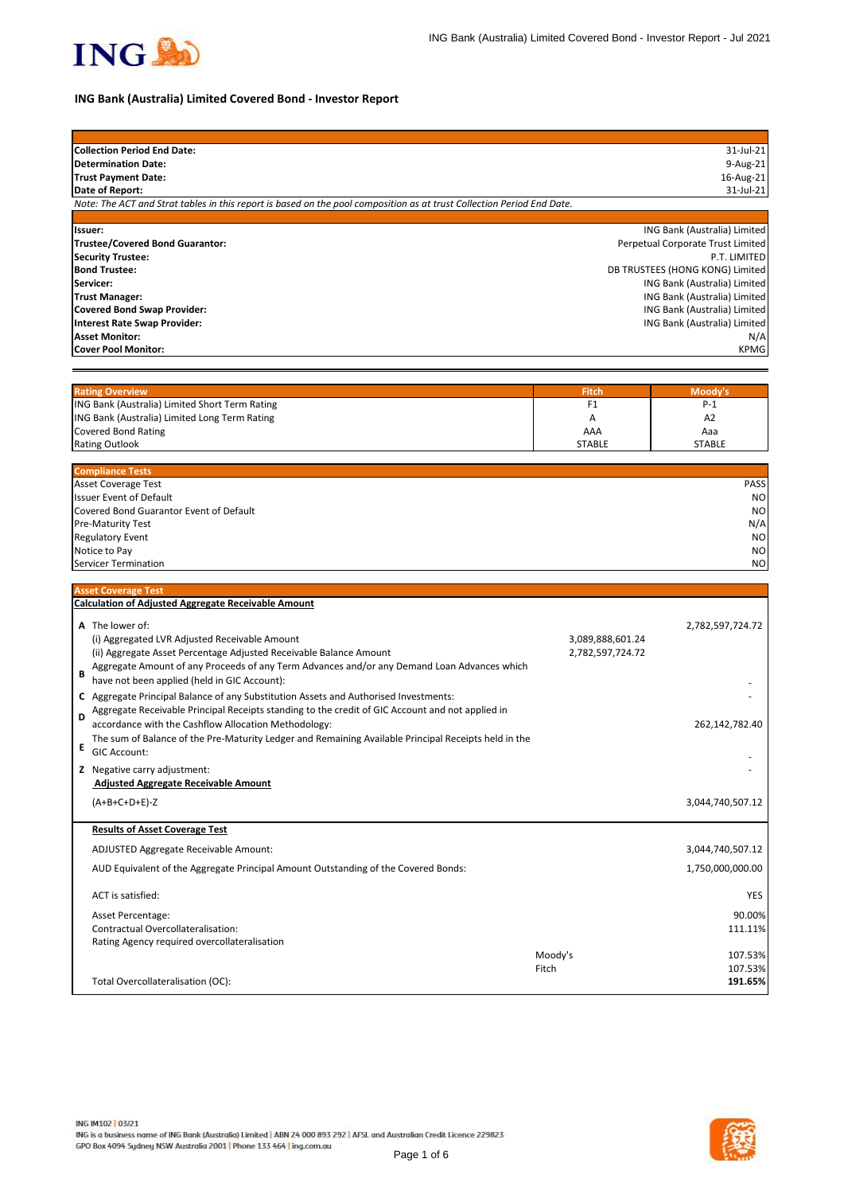# ING Bank (Australia) Limited Covered Bond - Investor Report

| | |
|---|---|
| **Collection Period End Date:** | 31-Jul-21 |
| **Determination Date:** | 9-Aug-21 |
| **Trust Payment Date:** | 16-Aug-21 |
| **Date of Report:** | 31-Jul-21 |

*Note: The ACT and Strat tables in this report is based on the pool composition as at trust Collection Period End Date.*

| | |
|---|---|
| **Issuer:** | ING Bank (Australia) Limited |
| **Trustee/Covered Bond Guarantor:** | Perpetual Corporate Trust Limited |
| **Security Trustee:** | P.T. LIMITED |
| **Bond Trustee:** | DB TRUSTEES (HONG KONG) Limited |
| **Servicer:** | ING Bank (Australia) Limited |
| **Trust Manager:** | ING Bank (Australia) Limited |
| **Covered Bond Swap Provider:** | ING Bank (Australia) Limited |
| **Interest Rate Swap Provider:** | ING Bank (Australia) Limited |
| **Asset Monitor:** | N/A |
| **Cover Pool Monitor:** | KPMG |

| Rating Overview | Fitch | Moody's |
|---|---|---|
| ING Bank (Australia) Limited Short Term Rating | F1 | P-1 |
| ING Bank (Australia) Limited Long Term Rating | A | A2 |
| Covered Bond Rating | AAA | Aaa |
| Rating Outlook | STABLE | STABLE |

| Compliance Tests | |
|---|---|
| Asset Coverage Test | PASS |
| Issuer Event of Default | NO |
| Covered Bond Guarantor Event of Default | NO |
| Pre-Maturity Test | N/A |
| Regulatory Event | NO |
| Notice to Pay | NO |
| Servicer Termination | NO |

## Asset Coverage Test

**Calculation of Adjusted Aggregate Receivable Amount**

| | | | |
|---|---|---|---|
| **A** | The lower of: | | 2,782,597,724.72 |
| | (i) Aggregated LVR Adjusted Receivable Amount | 3,089,888,601.24 | |
| | (ii) Aggregate Asset Percentage Adjusted Receivable Balance Amount | 2,782,597,724.72 | |
| **B** | Aggregate Amount of any Proceeds of any Term Advances and/or any Demand Loan Advances which have not been applied (held in GIC Account): | | - |
| **C** | Aggregate Principal Balance of any Substitution Assets and Authorised Investments: | | - |
| **D** | Aggregate Receivable Principal Receipts standing to the credit of GIC Account and not applied in accordance with the Cashflow Allocation Methodology: | | 262,142,782.40 |
| **E** | The sum of Balance of the Pre-Maturity Ledger and Remaining Available Principal Receipts held in the GIC Account: | | - |
| **Z** | Negative carry adjustment: | | - |
| | **Adjusted Aggregate Receivable Amount** | | |
| | (A+B+C+D+E)-Z | | 3,044,740,507.12 |

**Results of Asset Coverage Test**

| | | |
|---|---|---|
| ADJUSTED Aggregate Receivable Amount: | | 3,044,740,507.12 |
| AUD Equivalent of the Aggregate Principal Amount Outstanding of the Covered Bonds: | | 1,750,000,000.00 |
| ACT is satisfied: | | YES |
| Asset Percentage: | | 90.00% |
| Contractual Overcollateralisation: | | 111.11% |
| Rating Agency required overcollateralisation | | |
| | Moody's | 107.53% |
| | Fitch | 107.53% |
| Total Overcollateralisation (OC): | | **191.65%** |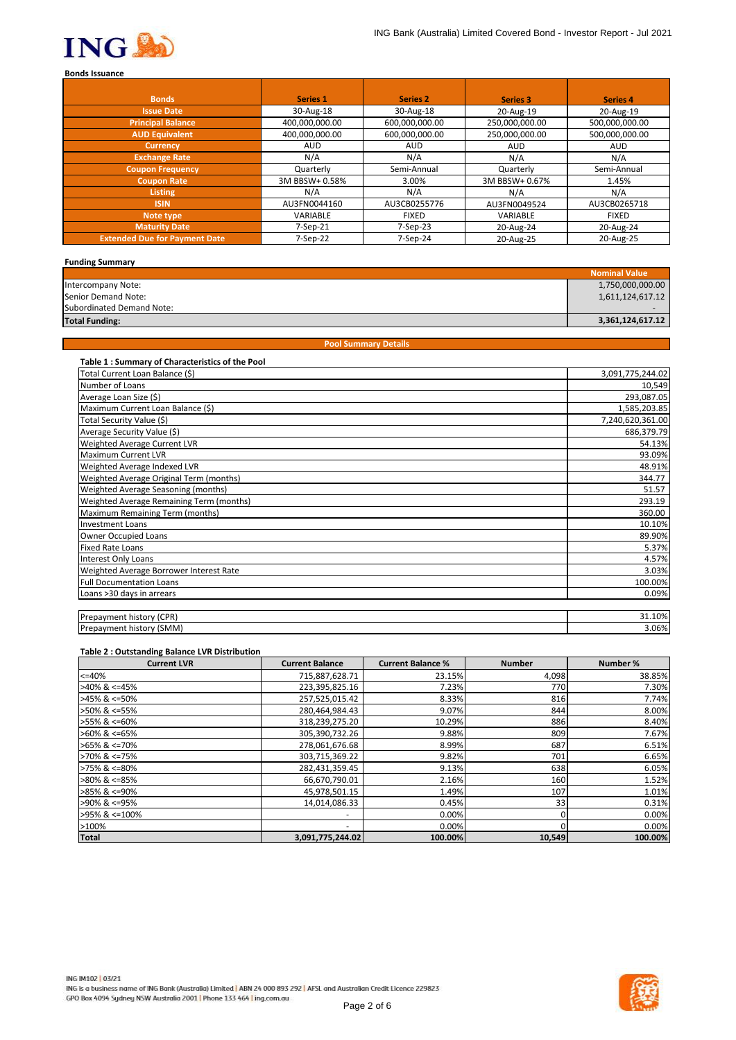## Bonds Issuance

| Bonds | Series 1 | Series 2 | Series 3 | Series 4 |
|---|---|---|---|---|
| Issue Date | 30-Aug-18 | 30-Aug-18 | 20-Aug-19 | 20-Aug-19 |
| Principal Balance | 400,000,000.00 | 600,000,000.00 | 250,000,000.00 | 500,000,000.00 |
| AUD Equivalent | 400,000,000.00 | 600,000,000.00 | 250,000,000.00 | 500,000,000.00 |
| Currency | AUD | AUD | AUD | AUD |
| Exchange Rate | N/A | N/A | N/A | N/A |
| Coupon Frequency | Quarterly | Semi-Annual | Quarterly | Semi-Annual |
| Coupon Rate | 3M BBSW+ 0.58% | 3.00% | 3M BBSW+ 0.67% | 1.45% |
| Listing | N/A | N/A | N/A | N/A |
| ISIN | AU3FN0044160 | AU3CB0255776 | AU3FN0049524 | AU3CB0265718 |
| Note type | VARIABLE | FIXED | VARIABLE | FIXED |
| Maturity Date | 7-Sep-21 | 7-Sep-23 | 20-Aug-24 | 20-Aug-24 |
| Extended Due for Payment Date | 7-Sep-22 | 7-Sep-24 | 20-Aug-25 | 20-Aug-25 |

## Funding Summary

| | Nominal Value |
|---|---|
| Intercompany Note: | 1,750,000,000.00 |
| Senior Demand Note: | 1,611,124,617.12 |
| Subordinated Demand Note: | - |
| **Total Funding:** | **3,361,124,617.12** |

## Pool Summary Details

### Table 1 : Summary of Characteristics of the Pool

| | |
|---|---|
| Total Current Loan Balance ($) | 3,091,775,244.02 |
| Number of Loans | 10,549 |
| Average Loan Size ($) | 293,087.05 |
| Maximum Current Loan Balance ($) | 1,585,203.85 |
| Total Security Value ($) | 7,240,620,361.00 |
| Average Security Value ($) | 686,379.79 |
| Weighted Average Current LVR | 54.13% |
| Maximum Current LVR | 93.09% |
| Weighted Average Indexed LVR | 48.91% |
| Weighted Average Original Term (months) | 344.77 |
| Weighted Average Seasoning (months) | 51.57 |
| Weighted Average Remaining Term (months) | 293.19 |
| Maximum Remaining Term (months) | 360.00 |
| Investment Loans | 10.10% |
| Owner Occupied Loans | 89.90% |
| Fixed Rate Loans | 5.37% |
| Interest Only Loans | 4.57% |
| Weighted Average Borrower Interest Rate | 3.03% |
| Full Documentation Loans | 100.00% |
| Loans >30 days in arrears | 0.09% |
| | |
| Prepayment history (CPR) | 31.10% |
| Prepayment history (SMM) | 3.06% |

### Table 2 : Outstanding Balance LVR Distribution

| Current LVR | Current Balance | Current Balance % | Number | Number % |
|---|---|---|---|---|
| <=40% | 715,887,628.71 | 23.15% | 4,098 | 38.85% |
| >40% & <=45% | 223,395,825.16 | 7.23% | 770 | 7.30% |
| >45% & <=50% | 257,525,015.42 | 8.33% | 816 | 7.74% |
| >50% & <=55% | 280,464,984.43 | 9.07% | 844 | 8.00% |
| >55% & <=60% | 318,239,275.20 | 10.29% | 886 | 8.40% |
| >60% & <=65% | 305,390,732.26 | 9.88% | 809 | 7.67% |
| >65% & <=70% | 278,061,676.68 | 8.99% | 687 | 6.51% |
| >70% & <=75% | 303,715,369.22 | 9.82% | 701 | 6.65% |
| >75% & <=80% | 282,431,359.45 | 9.13% | 638 | 6.05% |
| >80% & <=85% | 66,670,790.01 | 2.16% | 160 | 1.52% |
| >85% & <=90% | 45,978,501.15 | 1.49% | 107 | 1.01% |
| >90% & <=95% | 14,014,086.33 | 0.45% | 33 | 0.31% |
| >95% & <=100% | - | 0.00% | 0 | 0.00% |
| >100% | - | 0.00% | 0 | 0.00% |
| **Total** | **3,091,775,244.02** | **100.00%** | **10,549** | **100.00%** |

ING IM102 | 03/21
ING is a business name of ING Bank (Australia) Limited | ABN 24 000 893 292 | AFSL and Australian Credit Licence 229823
GPO Box 4094 Sydney NSW Australia 2001 | Phone 133 464 | ing.com.au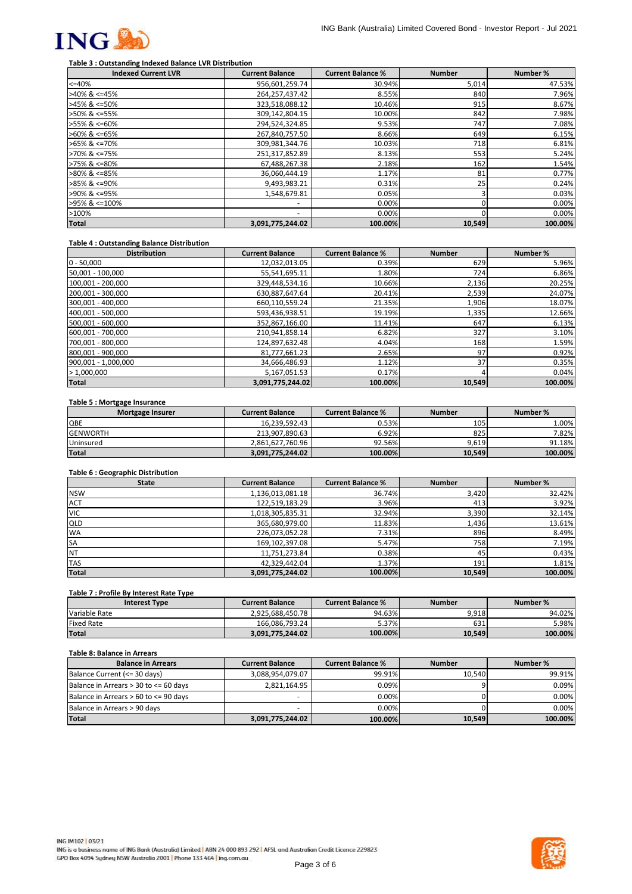**Table 3 : Outstanding Indexed Balance LVR Distribution**

| Indexed Current LVR | Current Balance | Current Balance % | Number | Number % |
|---|---|---|---|---|
| <=40% | 956,601,259.74 | 30.94% | 5,014 | 47.53% |
| >40% & <=45% | 264,257,437.42 | 8.55% | 840 | 7.96% |
| >45% & <=50% | 323,518,088.12 | 10.46% | 915 | 8.67% |
| >50% & <=55% | 309,142,804.15 | 10.00% | 842 | 7.98% |
| >55% & <=60% | 294,524,324.85 | 9.53% | 747 | 7.08% |
| >60% & <=65% | 267,840,757.50 | 8.66% | 649 | 6.15% |
| >65% & <=70% | 309,981,344.76 | 10.03% | 718 | 6.81% |
| >70% & <=75% | 251,317,852.89 | 8.13% | 553 | 5.24% |
| >75% & <=80% | 67,488,267.38 | 2.18% | 162 | 1.54% |
| >80% & <=85% | 36,060,444.19 | 1.17% | 81 | 0.77% |
| >85% & <=90% | 9,493,983.21 | 0.31% | 25 | 0.24% |
| >90% & <=95% | 1,548,679.81 | 0.05% | 3 | 0.03% |
| >95% & <=100% | - | 0.00% | 0 | 0.00% |
| >100% | - | 0.00% | 0 | 0.00% |
| **Total** | **3,091,775,244.02** | **100.00%** | **10,549** | **100.00%** |

**Table 4 : Outstanding Balance Distribution**

| Distribution | Current Balance | Current Balance % | Number | Number % |
|---|---|---|---|---|
| 0 - 50,000 | 12,032,013.05 | 0.39% | 629 | 5.96% |
| 50,001 - 100,000 | 55,541,695.11 | 1.80% | 724 | 6.86% |
| 100,001 - 200,000 | 329,448,534.16 | 10.66% | 2,136 | 20.25% |
| 200,001 - 300,000 | 630,887,647.64 | 20.41% | 2,539 | 24.07% |
| 300,001 - 400,000 | 660,110,559.24 | 21.35% | 1,906 | 18.07% |
| 400,001 - 500,000 | 593,436,938.51 | 19.19% | 1,335 | 12.66% |
| 500,001 - 600,000 | 352,867,166.00 | 11.41% | 647 | 6.13% |
| 600,001 - 700,000 | 210,941,858.14 | 6.82% | 327 | 3.10% |
| 700,001 - 800,000 | 124,897,632.48 | 4.04% | 168 | 1.59% |
| 800,001 - 900,000 | 81,777,661.23 | 2.65% | 97 | 0.92% |
| 900,001 - 1,000,000 | 34,666,486.93 | 1.12% | 37 | 0.35% |
| > 1,000,000 | 5,167,051.53 | 0.17% | 4 | 0.04% |
| **Total** | **3,091,775,244.02** | **100.00%** | **10,549** | **100.00%** |

**Table 5 : Mortgage Insurance**

| Mortgage Insurer | Current Balance | Current Balance % | Number | Number % |
|---|---|---|---|---|
| QBE | 16,239,592.43 | 0.53% | 105 | 1.00% |
| GENWORTH | 213,907,890.63 | 6.92% | 825 | 7.82% |
| Uninsured | 2,861,627,760.96 | 92.56% | 9,619 | 91.18% |
| **Total** | **3,091,775,244.02** | **100.00%** | **10,549** | **100.00%** |

**Table 6 : Geographic Distribution**

| State | Current Balance | Current Balance % | Number | Number % |
|---|---|---|---|---|
| NSW | 1,136,013,081.18 | 36.74% | 3,420 | 32.42% |
| ACT | 122,519,183.29 | 3.96% | 413 | 3.92% |
| VIC | 1,018,305,835.31 | 32.94% | 3,390 | 32.14% |
| QLD | 365,680,979.00 | 11.83% | 1,436 | 13.61% |
| WA | 226,073,052.28 | 7.31% | 896 | 8.49% |
| SA | 169,102,397.08 | 5.47% | 758 | 7.19% |
| NT | 11,751,273.84 | 0.38% | 45 | 0.43% |
| TAS | 42,329,442.04 | 1.37% | 191 | 1.81% |
| **Total** | **3,091,775,244.02** | **100.00%** | **10,549** | **100.00%** |

**Table 7 : Profile By Interest Rate Type**

| Interest Type | Current Balance | Current Balance % | Number | Number % |
|---|---|---|---|---|
| Variable Rate | 2,925,688,450.78 | 94.63% | 9,918 | 94.02% |
| Fixed Rate | 166,086,793.24 | 5.37% | 631 | 5.98% |
| **Total** | **3,091,775,244.02** | **100.00%** | **10,549** | **100.00%** |

**Table 8: Balance in Arrears**

| Balance in Arrears | Current Balance | Current Balance % | Number | Number % |
|---|---|---|---|---|
| Balance Current (<= 30 days) | 3,088,954,079.07 | 99.91% | 10,540 | 99.91% |
| Balance in Arrears > 30 to <= 60 days | 2,821,164.95 | 0.09% | 9 | 0.09% |
| Balance in Arrears > 60 to <= 90 days | - | 0.00% | 0 | 0.00% |
| Balance in Arrears > 90 days | - | 0.00% | 0 | 0.00% |
| **Total** | **3,091,775,244.02** | **100.00%** | **10,549** | **100.00%** |

ING IM102 | 03/21
ING is a business name of ING Bank (Australia) Limited | ABN 24 000 893 292 | AFSL and Australian Credit Licence 229823
GPO Box 4094 Sydney NSW Australia 2001 | Phone 133 464 | ing.com.au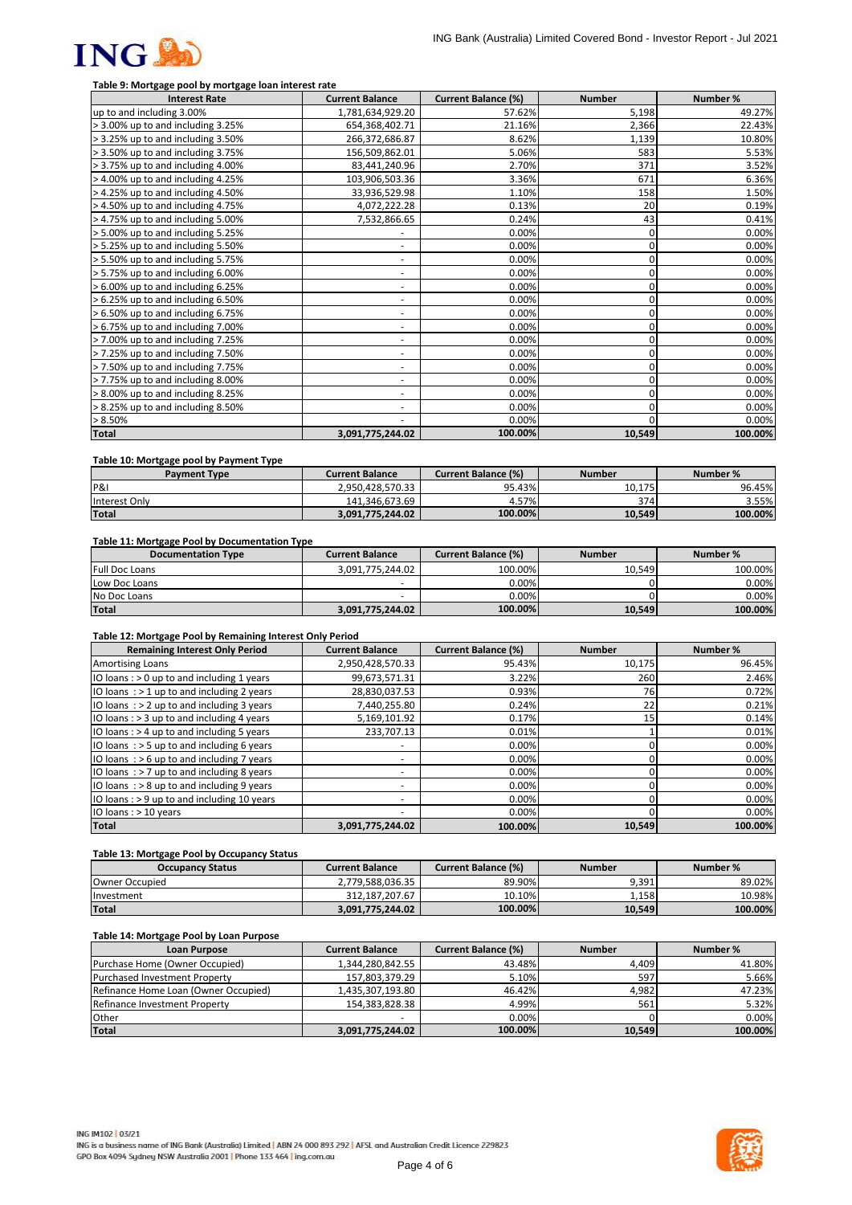### Table 9: Mortgage pool by mortgage loan interest rate

| Interest Rate | Current Balance | Current Balance (%) | Number | Number % |
|---|---|---|---|---|
| up to and including 3.00% | 1,781,634,929.20 | 57.62% | 5,198 | 49.27% |
| > 3.00% up to and including 3.25% | 654,368,402.71 | 21.16% | 2,366 | 22.43% |
| > 3.25% up to and including 3.50% | 266,372,686.87 | 8.62% | 1,139 | 10.80% |
| > 3.50% up to and including 3.75% | 156,509,862.01 | 5.06% | 583 | 5.53% |
| > 3.75% up to and including 4.00% | 83,441,240.96 | 2.70% | 371 | 3.52% |
| > 4.00% up to and including 4.25% | 103,906,503.36 | 3.36% | 671 | 6.36% |
| > 4.25% up to and including 4.50% | 33,936,529.98 | 1.10% | 158 | 1.50% |
| > 4.50% up to and including 4.75% | 4,072,222.28 | 0.13% | 20 | 0.19% |
| > 4.75% up to and including 5.00% | 7,532,866.65 | 0.24% | 43 | 0.41% |
| > 5.00% up to and including 5.25% | - | 0.00% | 0 | 0.00% |
| > 5.25% up to and including 5.50% | - | 0.00% | 0 | 0.00% |
| > 5.50% up to and including 5.75% | - | 0.00% | 0 | 0.00% |
| > 5.75% up to and including 6.00% | - | 0.00% | 0 | 0.00% |
| > 6.00% up to and including 6.25% | - | 0.00% | 0 | 0.00% |
| > 6.25% up to and including 6.50% | - | 0.00% | 0 | 0.00% |
| > 6.50% up to and including 6.75% | - | 0.00% | 0 | 0.00% |
| > 6.75% up to and including 7.00% | - | 0.00% | 0 | 0.00% |
| > 7.00% up to and including 7.25% | - | 0.00% | 0 | 0.00% |
| > 7.25% up to and including 7.50% | - | 0.00% | 0 | 0.00% |
| > 7.50% up to and including 7.75% | - | 0.00% | 0 | 0.00% |
| > 7.75% up to and including 8.00% | - | 0.00% | 0 | 0.00% |
| > 8.00% up to and including 8.25% | - | 0.00% | 0 | 0.00% |
| > 8.25% up to and including 8.50% | - | 0.00% | 0 | 0.00% |
| > 8.50% | - | 0.00% | 0 | 0.00% |
| **Total** | **3,091,775,244.02** | **100.00%** | **10,549** | **100.00%** |

### Table 10: Mortgage pool by Payment Type

| Payment Type | Current Balance | Current Balance (%) | Number | Number % |
|---|---|---|---|---|
| P&I | 2,950,428,570.33 | 95.43% | 10,175 | 96.45% |
| Interest Only | 141,346,673.69 | 4.57% | 374 | 3.55% |
| **Total** | **3,091,775,244.02** | **100.00%** | **10,549** | **100.00%** |

### Table 11: Mortgage Pool by Documentation Type

| Documentation Type | Current Balance | Current Balance (%) | Number | Number % |
|---|---|---|---|---|
| Full Doc Loans | 3,091,775,244.02 | 100.00% | 10,549 | 100.00% |
| Low Doc Loans | - | 0.00% | 0 | 0.00% |
| No Doc Loans | - | 0.00% | 0 | 0.00% |
| **Total** | **3,091,775,244.02** | **100.00%** | **10,549** | **100.00%** |

### Table 12: Mortgage Pool by Remaining Interest Only Period

| Remaining Interest Only Period | Current Balance | Current Balance (%) | Number | Number % |
|---|---|---|---|---|
| Amortising Loans | 2,950,428,570.33 | 95.43% | 10,175 | 96.45% |
| IO loans : > 0 up to and including 1 years | 99,673,571.31 | 3.22% | 260 | 2.46% |
| IO loans : > 1 up to and including 2 years | 28,830,037.53 | 0.93% | 76 | 0.72% |
| IO loans : > 2 up to and including 3 years | 7,440,255.80 | 0.24% | 22 | 0.21% |
| IO loans : > 3 up to and including 4 years | 5,169,101.92 | 0.17% | 15 | 0.14% |
| IO loans : > 4 up to and including 5 years | 233,707.13 | 0.01% | 1 | 0.01% |
| IO loans : > 5 up to and including 6 years | - | 0.00% | 0 | 0.00% |
| IO loans : > 6 up to and including 7 years | - | 0.00% | 0 | 0.00% |
| IO loans : > 7 up to and including 8 years | - | 0.00% | 0 | 0.00% |
| IO loans : > 8 up to and including 9 years | - | 0.00% | 0 | 0.00% |
| IO loans : > 9 up to and including 10 years | - | 0.00% | 0 | 0.00% |
| IO loans : > 10 years | - | 0.00% | 0 | 0.00% |
| **Total** | **3,091,775,244.02** | **100.00%** | **10,549** | **100.00%** |

### Table 13: Mortgage Pool by Occupancy Status

| Occupancy Status | Current Balance | Current Balance (%) | Number | Number % |
|---|---|---|---|---|
| Owner Occupied | 2,779,588,036.35 | 89.90% | 9,391 | 89.02% |
| Investment | 312,187,207.67 | 10.10% | 1,158 | 10.98% |
| **Total** | **3,091,775,244.02** | **100.00%** | **10,549** | **100.00%** |

### Table 14: Mortgage Pool by Loan Purpose

| Loan Purpose | Current Balance | Current Balance (%) | Number | Number % |
|---|---|---|---|---|
| Purchase Home (Owner Occupied) | 1,344,280,842.55 | 43.48% | 4,409 | 41.80% |
| Purchased Investment Property | 157,803,379.29 | 5.10% | 597 | 5.66% |
| Refinance Home Loan (Owner Occupied) | 1,435,307,193.80 | 46.42% | 4,982 | 47.23% |
| Refinance Investment Property | 154,383,828.38 | 4.99% | 561 | 5.32% |
| Other | - | 0.00% | 0 | 0.00% |
| **Total** | **3,091,775,244.02** | **100.00%** | **10,549** | **100.00%** |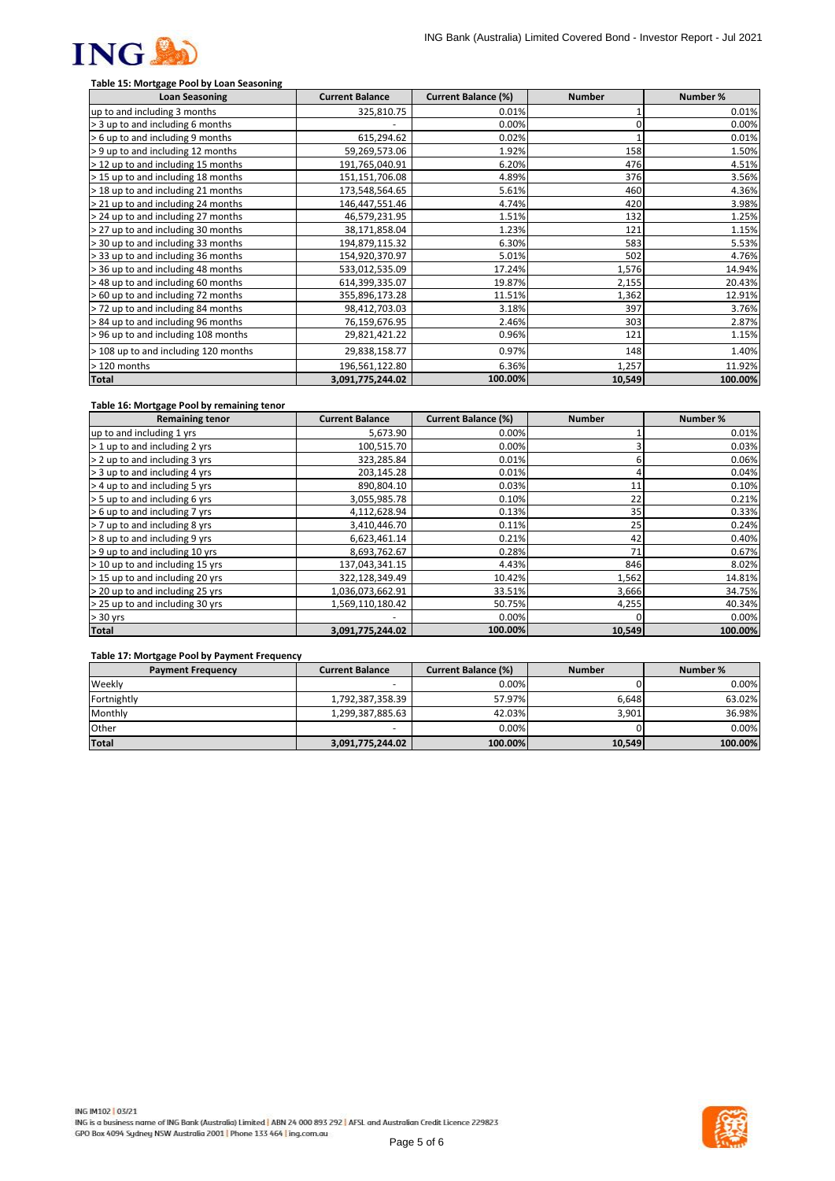**Table 15: Mortgage Pool by Loan Seasoning**

| Loan Seasoning | Current Balance | Current Balance (%) | Number | Number % |
|---|---|---|---|---|
| up to and including 3 months | 325,810.75 | 0.01% | 1 | 0.01% |
| > 3 up to and including 6 months | - | 0.00% | 0 | 0.00% |
| > 6 up to and including 9 months | 615,294.62 | 0.02% | 1 | 0.01% |
| > 9 up to and including 12 months | 59,269,573.06 | 1.92% | 158 | 1.50% |
| > 12 up to and including 15 months | 191,765,040.91 | 6.20% | 476 | 4.51% |
| > 15 up to and including 18 months | 151,151,706.08 | 4.89% | 376 | 3.56% |
| > 18 up to and including 21 months | 173,548,564.65 | 5.61% | 460 | 4.36% |
| > 21 up to and including 24 months | 146,447,551.46 | 4.74% | 420 | 3.98% |
| > 24 up to and including 27 months | 46,579,231.95 | 1.51% | 132 | 1.25% |
| > 27 up to and including 30 months | 38,171,858.04 | 1.23% | 121 | 1.15% |
| > 30 up to and including 33 months | 194,879,115.32 | 6.30% | 583 | 5.53% |
| > 33 up to and including 36 months | 154,920,370.97 | 5.01% | 502 | 4.76% |
| > 36 up to and including 48 months | 533,012,535.09 | 17.24% | 1,576 | 14.94% |
| > 48 up to and including 60 months | 614,399,335.07 | 19.87% | 2,155 | 20.43% |
| > 60 up to and including 72 months | 355,896,173.28 | 11.51% | 1,362 | 12.91% |
| > 72 up to and including 84 months | 98,412,703.03 | 3.18% | 397 | 3.76% |
| > 84 up to and including 96 months | 76,159,676.95 | 2.46% | 303 | 2.87% |
| > 96 up to and including 108 months | 29,821,421.22 | 0.96% | 121 | 1.15% |
| > 108 up to and including 120 months | 29,838,158.77 | 0.97% | 148 | 1.40% |
| > 120 months | 196,561,122.80 | 6.36% | 1,257 | 11.92% |
| **Total** | **3,091,775,244.02** | **100.00%** | **10,549** | **100.00%** |

**Table 16: Mortgage Pool by remaining tenor**

| Remaining tenor | Current Balance | Current Balance (%) | Number | Number % |
|---|---|---|---|---|
| up to and including 1 yrs | 5,673.90 | 0.00% | 1 | 0.01% |
| > 1 up to and including 2 yrs | 100,515.70 | 0.00% | 3 | 0.03% |
| > 2 up to and including 3 yrs | 323,285.84 | 0.01% | 6 | 0.06% |
| > 3 up to and including 4 yrs | 203,145.28 | 0.01% | 4 | 0.04% |
| > 4 up to and including 5 yrs | 890,804.10 | 0.03% | 11 | 0.10% |
| > 5 up to and including 6 yrs | 3,055,985.78 | 0.10% | 22 | 0.21% |
| > 6 up to and including 7 yrs | 4,112,628.94 | 0.13% | 35 | 0.33% |
| > 7 up to and including 8 yrs | 3,410,446.70 | 0.11% | 25 | 0.24% |
| > 8 up to and including 9 yrs | 6,623,461.14 | 0.21% | 42 | 0.40% |
| > 9 up to and including 10 yrs | 8,693,762.67 | 0.28% | 71 | 0.67% |
| > 10 up to and including 15 yrs | 137,043,341.15 | 4.43% | 846 | 8.02% |
| > 15 up to and including 20 yrs | 322,128,349.49 | 10.42% | 1,562 | 14.81% |
| > 20 up to and including 25 yrs | 1,036,073,662.91 | 33.51% | 3,666 | 34.75% |
| > 25 up to and including 30 yrs | 1,569,110,180.42 | 50.75% | 4,255 | 40.34% |
| > 30 yrs | - | 0.00% | 0 | 0.00% |
| **Total** | **3,091,775,244.02** | **100.00%** | **10,549** | **100.00%** |

**Table 17: Mortgage Pool by Payment Frequency**

| Payment Frequency | Current Balance | Current Balance (%) | Number | Number % |
|---|---|---|---|---|
| Weekly | - | 0.00% | 0 | 0.00% |
| Fortnightly | 1,792,387,358.39 | 57.97% | 6,648 | 63.02% |
| Monthly | 1,299,387,885.63 | 42.03% | 3,901 | 36.98% |
| Other | - | 0.00% | 0 | 0.00% |
| **Total** | **3,091,775,244.02** | **100.00%** | **10,549** | **100.00%** |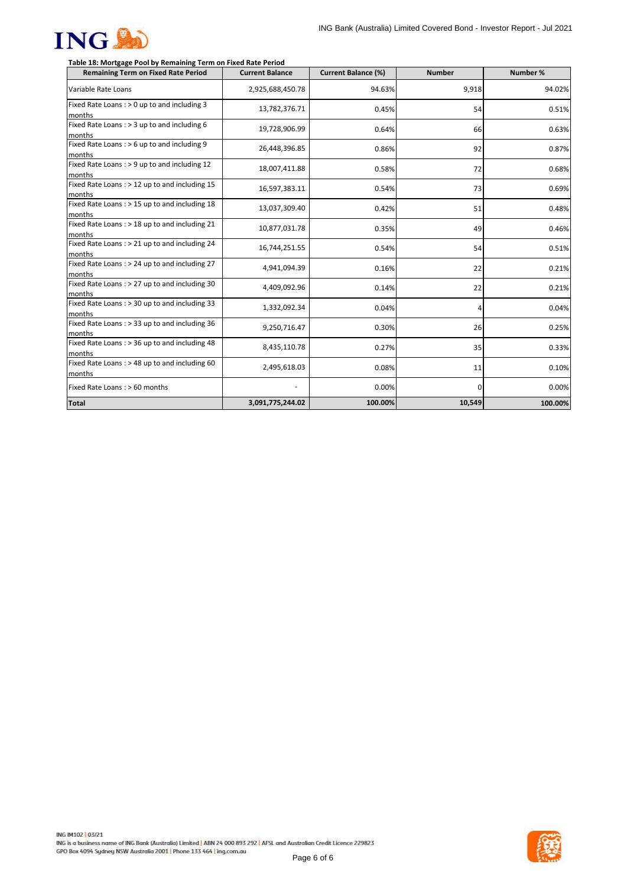**Table 18: Mortgage Pool by Remaining Term on Fixed Rate Period**

| Remaining Term on Fixed Rate Period | Current Balance | Current Balance (%) | Number | Number % |
|---|---|---|---|---|
| Variable Rate Loans | 2,925,688,450.78 | 94.63% | 9,918 | 94.02% |
| Fixed Rate Loans : > 0 up to and including 3 months | 13,782,376.71 | 0.45% | 54 | 0.51% |
| Fixed Rate Loans : > 3 up to and including 6 months | 19,728,906.99 | 0.64% | 66 | 0.63% |
| Fixed Rate Loans : > 6 up to and including 9 months | 26,448,396.85 | 0.86% | 92 | 0.87% |
| Fixed Rate Loans : > 9 up to and including 12 months | 18,007,411.88 | 0.58% | 72 | 0.68% |
| Fixed Rate Loans : > 12 up to and including 15 months | 16,597,383.11 | 0.54% | 73 | 0.69% |
| Fixed Rate Loans : > 15 up to and including 18 months | 13,037,309.40 | 0.42% | 51 | 0.48% |
| Fixed Rate Loans : > 18 up to and including 21 months | 10,877,031.78 | 0.35% | 49 | 0.46% |
| Fixed Rate Loans : > 21 up to and including 24 months | 16,744,251.55 | 0.54% | 54 | 0.51% |
| Fixed Rate Loans : > 24 up to and including 27 months | 4,941,094.39 | 0.16% | 22 | 0.21% |
| Fixed Rate Loans : > 27 up to and including 30 months | 4,409,092.96 | 0.14% | 22 | 0.21% |
| Fixed Rate Loans : > 30 up to and including 33 months | 1,332,092.34 | 0.04% | 4 | 0.04% |
| Fixed Rate Loans : > 33 up to and including 36 months | 9,250,716.47 | 0.30% | 26 | 0.25% |
| Fixed Rate Loans : > 36 up to and including 48 months | 8,435,110.78 | 0.27% | 35 | 0.33% |
| Fixed Rate Loans : > 48 up to and including 60 months | 2,495,618.03 | 0.08% | 11 | 0.10% |
| Fixed Rate Loans : > 60 months | - | 0.00% | 0 | 0.00% |
| **Total** | **3,091,775,244.02** | **100.00%** | **10,549** | **100.00%** |

ING IM102 | 03/21
ING is a business name of ING Bank (Australia) Limited | ABN 24 000 893 292 | AFSL and Australian Credit Licence 229823
GPO Box 4094 Sydney NSW Australia 2001 | Phone 133 464 | ing.com.au